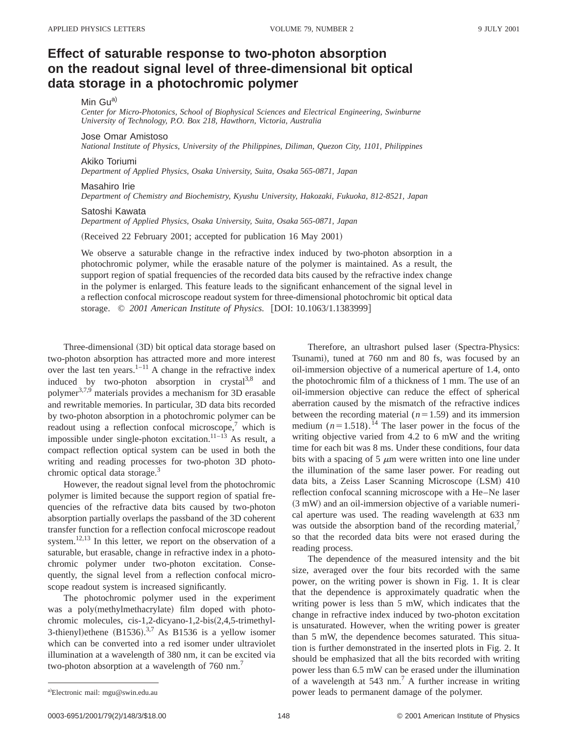# Effect of saturable response to two-photon absorption on the readout signal level of three-dimensional bit optical data storage in a photochromic polymer

Min Gu[a)]
*Center for Micro-Photonics, School of Biophysical Sciences and Electrical Engineering, Swinburne University of Technology, P.O. Box 218, Hawthorn, Victoria, Australia*

Jose Omar Amistoso
*National Institute of Physics, University of the Philippines, Diliman, Quezon City, 1101, Philippines*

Akiko Toriumi
*Department of Applied Physics, Osaka University, Suita, Osaka 565-0871, Japan*

Masahiro Irie
*Department of Chemistry and Biochemistry, Kyushu University, Hakozaki, Fukuoka, 812-8521, Japan*

Satoshi Kawata
*Department of Applied Physics, Osaka University, Suita, Osaka 565-0871, Japan*

(Received 22 February 2001; accepted for publication 16 May 2001)

We observe a saturable change in the refractive index induced by two-photon absorption in a photochromic polymer, while the erasable nature of the polymer is maintained. As a result, the support region of spatial frequencies of the recorded data bits caused by the refractive index change in the polymer is enlarged. This feature leads to the significant enhancement of the signal level in a reflection confocal microscope readout system for three-dimensional photochromic bit optical data storage. © *2001 American Institute of Physics.* [DOI: 10.1063/1.1383999]

Three-dimensional (3D) bit optical data storage based on two-photon absorption has attracted more and more interest over the last ten years.[1–11] A change in the refractive index induced by two-photon absorption in crystal[3,8] and polymer[3,7,9] materials provides a mechanism for 3D erasable and rewritable memories. In particular, 3D data bits recorded by two-photon absorption in a photochromic polymer can be readout using a reflection confocal microscope,[7] which is impossible under single-photon excitation.[11–13] As result, a compact reflection optical system can be used in both the writing and reading processes for two-photon 3D photochromic optical data storage.[3]

However, the readout signal level from the photochromic polymer is limited because the support region of spatial frequencies of the refractive data bits caused by two-photon absorption partially overlaps the passband of the 3D coherent transfer function for a reflection confocal microscope readout system.[12,13] In this letter, we report on the observation of a saturable, but erasable, change in refractive index in a photochromic polymer under two-photon excitation. Consequently, the signal level from a reflection confocal microscope readout system is increased significantly.

The photochromic polymer used in the experiment was a poly(methylmethacrylate) film doped with photochromic molecules, cis-1,2-dicyano-1,2-bis(2,4,5-trimethyl-3-thienyl)ethene (B1536).[3,7] As B1536 is a yellow isomer which can be converted into a red isomer under ultraviolet illumination at a wavelength of 380 nm, it can be excited via two-photon absorption at a wavelength of 760 nm.[7]

Therefore, an ultrashort pulsed laser (Spectra-Physics: Tsunami), tuned at 760 nm and 80 fs, was focused by an oil-immersion objective of a numerical aperture of 1.4, onto the photochromic film of a thickness of 1 mm. The use of an oil-immersion objective can reduce the effect of spherical aberration caused by the mismatch of the refractive indices between the recording material ($n = 1.59$) and its immersion medium ($n = 1.518$).[14] The laser power in the focus of the writing objective varied from 4.2 to 6 mW and the writing time for each bit was 8 ms. Under these conditions, four data bits with a spacing of 5 $\mu$m were written into one line under the illumination of the same laser power. For reading out data bits, a Zeiss Laser Scanning Microscope (LSM) 410 reflection confocal scanning microscope with a He–Ne laser (3 mW) and an oil-immersion objective of a variable numerical aperture was used. The reading wavelength at 633 nm was outside the absorption band of the recording material,[7] so that the recorded data bits were not erased during the reading process.

The dependence of the measured intensity and the bit size, averaged over the four bits recorded with the same power, on the writing power is shown in Fig. 1. It is clear that the dependence is approximately quadratic when the writing power is less than 5 mW, which indicates that the change in refractive index induced by two-photon excitation is unsaturated. However, when the writing power is greater than 5 mW, the dependence becomes saturated. This situation is further demonstrated in the inserted plots in Fig. 2. It should be emphasized that all the bits recorded with writing power less than 6.5 mW can be erased under the illumination of a wavelength at 543 nm.[7] A further increase in writing power leads to permanent damage of the polymer.

[a)]Electronic mail: mgu@swin.edu.au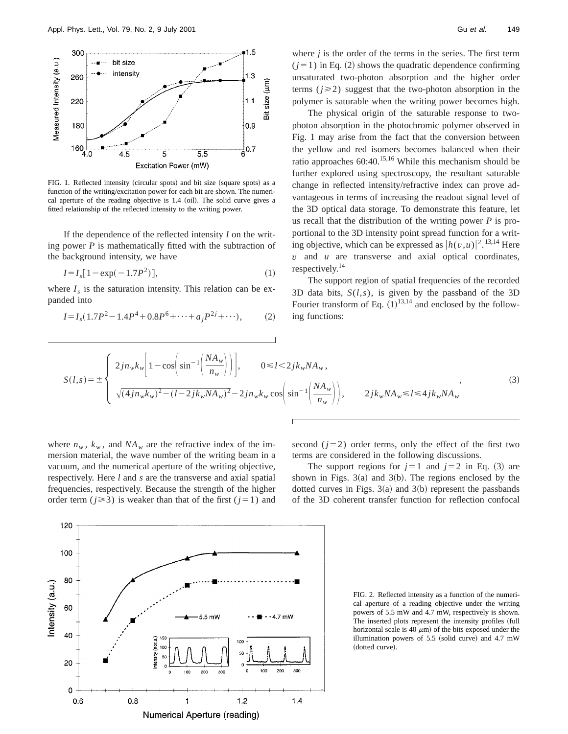FIG. 1. Reflected intensity (circular spots) and bit size (square spots) as a function of the writing/excitation power for each bit are shown. The numerical aperture of the reading objective is 1.4 (oil). The solid curve gives a fitted relationship of the reflected intensity to the writing power.

If the dependence of the reflected intensity $I$ on the writing power $P$ is mathematically fitted with the subtraction of the background intensity, we have

$$I = I_s[1 - \exp(-1.7P^2)], \tag{1}$$

where $I_s$ is the saturation intensity. This relation can be expanded into

$$I = I_s(1.7P^2 - 1.4P^4 + 0.8P^6 + \cdots + a_j P^{2j} + \cdots), \tag{2}$$

where $j$ is the order of the terms in the series. The first term ($j=1$) in Eq. (2) shows the quadratic dependence confirming unsaturated two-photon absorption and the higher order terms ($j \geqslant 2$) suggest that the two-photon absorption in the polymer is saturable when the writing power becomes high.

The physical origin of the saturable response to two-photon absorption in the photochromic polymer observed in Fig. 1 may arise from the fact that the conversion between the yellow and red isomers becomes balanced when their ratio approaches 60:40.[15,16] While this mechanism should be further explored using spectroscopy, the resultant saturable change in reflected intensity/refractive index can prove advantageous in terms of increasing the readout signal level of the 3D optical data storage. To demonstrate this feature, let us recall that the distribution of the writing power $P$ is proportional to the 3D intensity point spread function for a writing objective, which can be expressed as $|h(v,u)|^2$.[13,14] Here $v$ and $u$ are transverse and axial optical coordinates, respectively.[14]

The support region of spatial frequencies of the recorded 3D data bits, $S(l,s)$, is given by the passband of the 3D Fourier transform of Eq. (1)[13,14] and enclosed by the following functions:

$$S(l,s) = \pm \begin{cases} 2jn_w k_w \left[1 - \cos\left(\sin^{-1}\left(\dfrac{NA_w}{n_w}\right)\right)\right], & 0 \leqslant l < 2jk_w NA_w, \\ \sqrt{(4jn_w k_w)^2 - (l - 2jk_w NA_w)^2} - 2jn_w k_w \cos\left(\sin^{-1}\left(\dfrac{NA_w}{n_w}\right)\right), & 2jk_w NA_w \leqslant l \leqslant 4jk_w NA_w \end{cases}, \tag{3}$$

where $n_w$, $k_w$, and $NA_w$ are the refractive index of the immersion material, the wave number of the writing beam in a vacuum, and the numerical aperture of the writing objective, respectively. Here $l$ and $s$ are the transverse and axial spatial frequencies, respectively. Because the strength of the higher order term ($j \geqslant 3$) is weaker than that of the first ($j=1$) and second ($j=2$) order terms, only the effect of the first two terms are considered in the following discussions.

The support regions for $j=1$ and $j=2$ in Eq. (3) are shown in Figs. 3(a) and 3(b). The regions enclosed by the dotted curves in Figs. 3(a) and 3(b) represent the passbands of the 3D coherent transfer function for reflection confocal

FIG. 2. Reflected intensity as a function of the numerical aperture of a reading objective under the writing powers of 5.5 mW and 4.7 mW, respectively is shown. The inserted plots represent the intensity profiles (full horizontal scale is 40 $\mu$m) of the bits exposed under the illumination powers of 5.5 (solid curve) and 4.7 mW (dotted curve).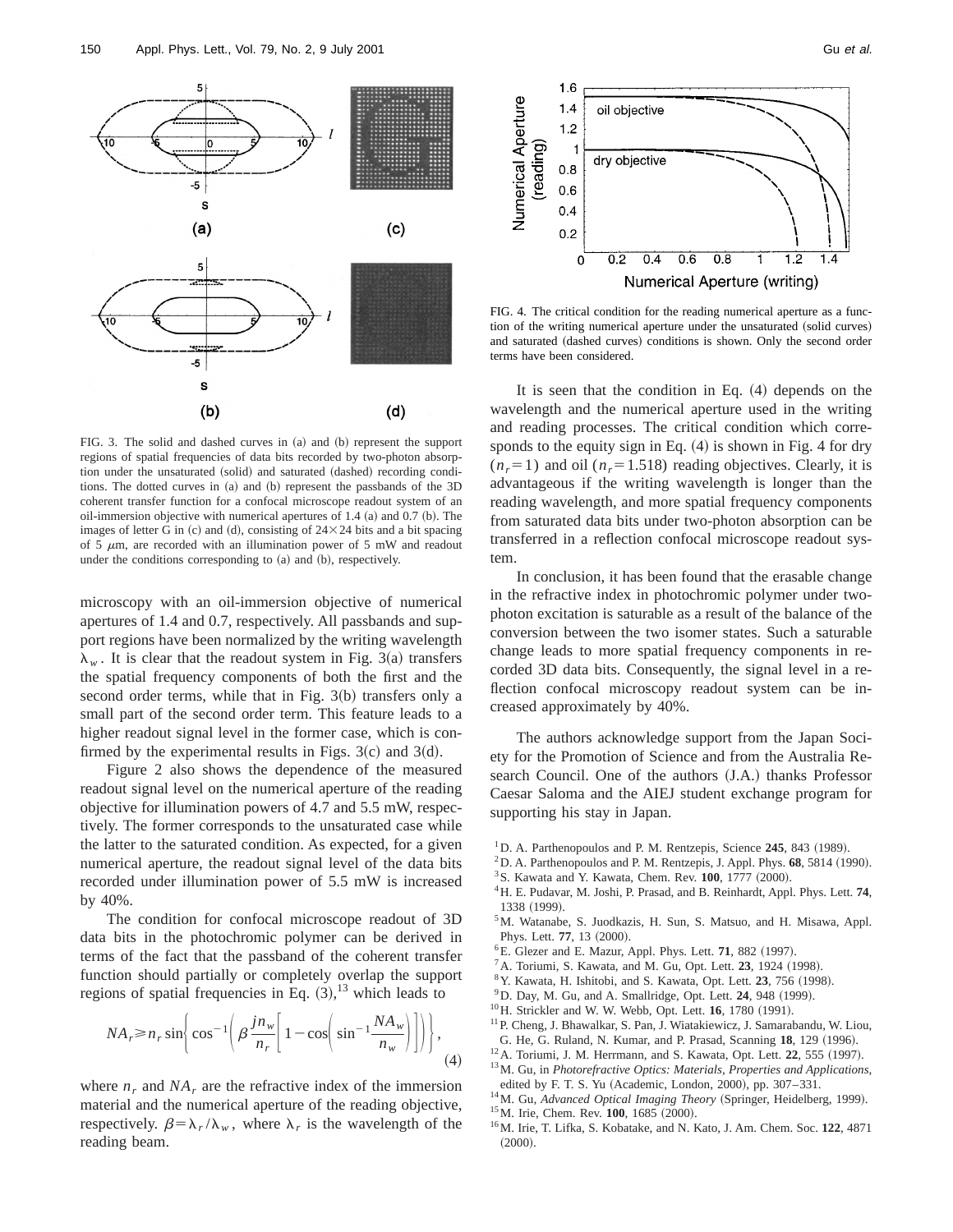5

10

5

0

5

10

$l$

-5

s

(a)

(c)

5

10

5

10

$l$

-5

s

(b)

(d)

FIG. 3. The solid and dashed curves in (a) and (b) represent the support regions of spatial frequencies of data bits recorded by two-photon absorption under the unsaturated (solid) and saturated (dashed) recording conditions. The dotted curves in (a) and (b) represent the passbands of the 3D coherent transfer function for a confocal microscope readout system of an oil-immersion objective with numerical apertures of 1.4 (a) and 0.7 (b). The images of letter G in (c) and (d), consisting of 24×24 bits and a bit spacing of 5 $\mu$m, are recorded with an illumination power of 5 mW and readout under the conditions corresponding to (a) and (b), respectively.

microscopy with an oil-immersion objective of numerical apertures of 1.4 and 0.7, respectively. All passbands and support regions have been normalized by the writing wavelength $\lambda_w$. It is clear that the readout system in Fig. 3(a) transfers the spatial frequency components of both the first and the second order terms, while that in Fig. 3(b) transfers only a small part of the second order term. This feature leads to a higher readout signal level in the former case, which is confirmed by the experimental results in Figs. 3(c) and 3(d).

Figure 2 also shows the dependence of the measured readout signal level on the numerical aperture of the reading objective for illumination powers of 4.7 and 5.5 mW, respectively. The former corresponds to the unsaturated case while the latter to the saturated condition. As expected, for a given numerical aperture, the readout signal level of the data bits recorded under illumination power of 5.5 mW is increased by 40%.

The condition for confocal microscope readout of 3D data bits in the photochromic polymer can be derived in terms of the fact that the passband of the coherent transfer function should partially or completely overlap the support regions of spatial frequencies in Eq. (3),[13] which leads to

$$NA_r \geq n_r \sin\left\{ \cos^{-1}\left( \beta \frac{j n_w}{n_r} \left[ 1 - \cos\left( \sin^{-1} \frac{NA_w}{n_w} \right) \right] \right) \right\}, \tag{4}$$

where $n_r$ and $NA_r$ are the refractive index of the immersion material and the numerical aperture of the reading objective, respectively. $\beta = \lambda_r / \lambda_w$, where $\lambda_r$ is the wavelength of the reading beam.

Numerical Aperture (reading)

1.6

1.4

1.2

1

0.8

0.6

0.4

0.2

0

oil objective

dry objective

0.2 0.4 0.6 0.8 1 1.2 1.4

Numerical Aperture (writing)

FIG. 4. The critical condition for the reading numerical aperture as a function of the writing numerical aperture under the unsaturated (solid curves) and saturated (dashed curves) conditions is shown. Only the second order terms have been considered.

It is seen that the condition in Eq. (4) depends on the wavelength and the numerical aperture used in the writing and reading processes. The critical condition which corresponds to the equity sign in Eq. (4) is shown in Fig. 4 for dry ($n_r = 1$) and oil ($n_r = 1.518$) reading objectives. Clearly, it is advantageous if the writing wavelength is longer than the reading wavelength, and more spatial frequency components from saturated data bits under two-photon absorption can be transferred in a reflection confocal microscope readout system.

In conclusion, it has been found that the erasable change in the refractive index in photochromic polymer under two-photon excitation is saturable as a result of the balance of the conversion between the two isomer states. Such a saturable change leads to more spatial frequency components in recorded 3D data bits. Consequently, the signal level in a reflection confocal microscopy readout system can be increased approximately by 40%.

The authors acknowledge support from the Japan Society for the Promotion of Science and from the Australia Research Council. One of the authors (J.A.) thanks Professor Caesar Saloma and the AIEJ student exchange program for supporting his stay in Japan.

[1] D. A. Parthenopoulos and P. M. Rentzepis, Science **245**, 843 (1989).
[2] D. A. Parthenopoulos and P. M. Rentzepis, J. Appl. Phys. **68**, 5814 (1990).
[3] S. Kawata and Y. Kawata, Chem. Rev. **100**, 1777 (2000).
[4] H. E. Pudavar, M. Joshi, P. Prasad, and B. Reinhardt, Appl. Phys. Lett. **74**, 1338 (1999).
[5] M. Watanabe, S. Juodkazis, H. Sun, S. Matsuo, and H. Misawa, Appl. Phys. Lett. **77**, 13 (2000).
[6] E. Glezer and E. Mazur, Appl. Phys. Lett. **71**, 882 (1997).
[7] A. Toriumi, S. Kawata, and M. Gu, Opt. Lett. **23**, 1924 (1998).
[8] Y. Kawata, H. Ishitobi, and S. Kawata, Opt. Lett. **23**, 756 (1998).
[9] D. Day, M. Gu, and A. Smallridge, Opt. Lett. **24**, 948 (1999).
[10] H. Strickler and W. W. Webb, Opt. Lett. **16**, 1780 (1991).
[11] P. Cheng, J. Bhawalkar, S. Pan, J. Wiatakiewicz, J. Samarabandu, W. Liou, G. He, G. Ruland, N. Kumar, and P. Prasad, Scanning **18**, 129 (1996).
[12] A. Toriumi, J. M. Herrmann, and S. Kawata, Opt. Lett. **22**, 555 (1997).
[13] M. Gu, in *Photorefractive Optics: Materials, Properties and Applications*, edited by F. T. S. Yu (Academic, London, 2000), pp. 307–331.
[14] M. Gu, *Advanced Optical Imaging Theory* (Springer, Heidelberg, 1999).
[15] M. Irie, Chem. Rev. **100**, 1685 (2000).
[16] M. Irie, T. Lifka, S. Kobatake, and N. Kato, J. Am. Chem. Soc. **122**, 4871 (2000).